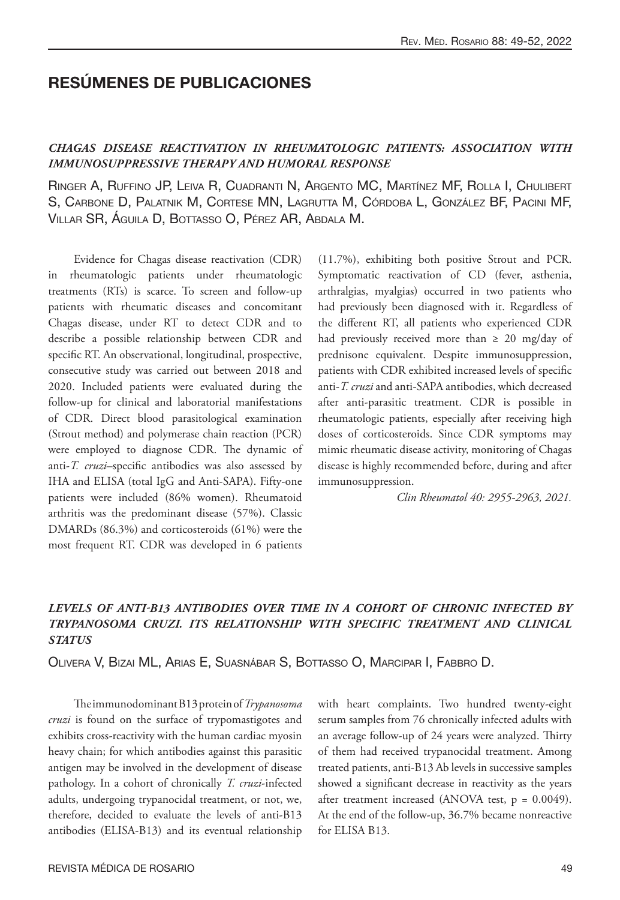# RESÚMENES DE PUBLICACIONES

### *CHAGAS DISEASE REACTIVATION IN RHEUMATOLOGIC PATIENTS: ASSOCIATION WITH IMMUNOSUPPRESSIVE THERAPY AND HUMORAL RESPONSE*

Ringer A, Ruffino JP, Leiva R, Cuadranti N, Argento MC, Martínez MF, Rolla I, Chulibert S, Carbone D, Palatnik M, Cortese MN, Lagrutta M, Córdoba L, González BF, Pacini MF, Villar SR, Águila D, Bottasso O, Pérez AR, Abdala M.

Evidence for Chagas disease reactivation (CDR) in rheumatologic patients under rheumatologic treatments (RTs) is scarce. To screen and follow-up patients with rheumatic diseases and concomitant Chagas disease, under RT to detect CDR and to describe a possible relationship between CDR and specific RT. An observational, longitudinal, prospective, consecutive study was carried out between 2018 and 2020. Included patients were evaluated during the follow-up for clinical and laboratorial manifestations of CDR. Direct blood parasitological examination (Strout method) and polymerase chain reaction (PCR) were employed to diagnose CDR. The dynamic of anti-*T. cruzi*–specific antibodies was also assessed by IHA and ELISA (total IgG and Anti-SAPA). Fifty-one patients were included (86% women). Rheumatoid arthritis was the predominant disease (57%). Classic DMARDs (86.3%) and corticosteroids (61%) were the most frequent RT. CDR was developed in 6 patients (11.7%), exhibiting both positive Strout and PCR. Symptomatic reactivation of CD (fever, asthenia, arthralgias, myalgias) occurred in two patients who had previously been diagnosed with it. Regardless of the different RT, all patients who experienced CDR had previously received more than ≥ 20 mg/day of prednisone equivalent. Despite immunosuppression, patients with CDR exhibited increased levels of specific anti-*T. cruzi* and anti-SAPA antibodies, which decreased after anti-parasitic treatment. CDR is possible in rheumatologic patients, especially after receiving high doses of corticosteroids. Since CDR symptoms may mimic rheumatic disease activity, monitoring of Chagas disease is highly recommended before, during and after immunosuppression.

*Clin Rheumatol 40: 2955-2963, 2021.*

### *LEVELS OF ANTI-B13 ANTIBODIES OVER TIME IN A COHORT OF CHRONIC INFECTED BY TRYPANOSOMA CRUZI. ITS RELATIONSHIP WITH SPECIFIC TREATMENT AND CLINICAL STATUS*

Olivera V, Bizai ML, Arias E, Suasnábar S, Bottasso O, Marcipar I, Fabbro D.

The immunodominant B13 protein of *Trypanosoma cruzi* is found on the surface of trypomastigotes and exhibits cross-reactivity with the human cardiac myosin heavy chain; for which antibodies against this parasitic antigen may be involved in the development of disease pathology. In a cohort of chronically *T. cruzi*-infected adults, undergoing trypanocidal treatment, or not, we, therefore, decided to evaluate the levels of anti-B13 antibodies (ELISA-B13) and its eventual relationship with heart complaints. Two hundred twenty-eight serum samples from 76 chronically infected adults with an average follow-up of 24 years were analyzed. Thirty of them had received trypanocidal treatment. Among treated patients, anti-B13 Ab levels in successive samples showed a significant decrease in reactivity as the years after treatment increased (ANOVA test, $p = 0.0049$). At the end of the follow-up, 36.7% became nonreactive for ELISA B13.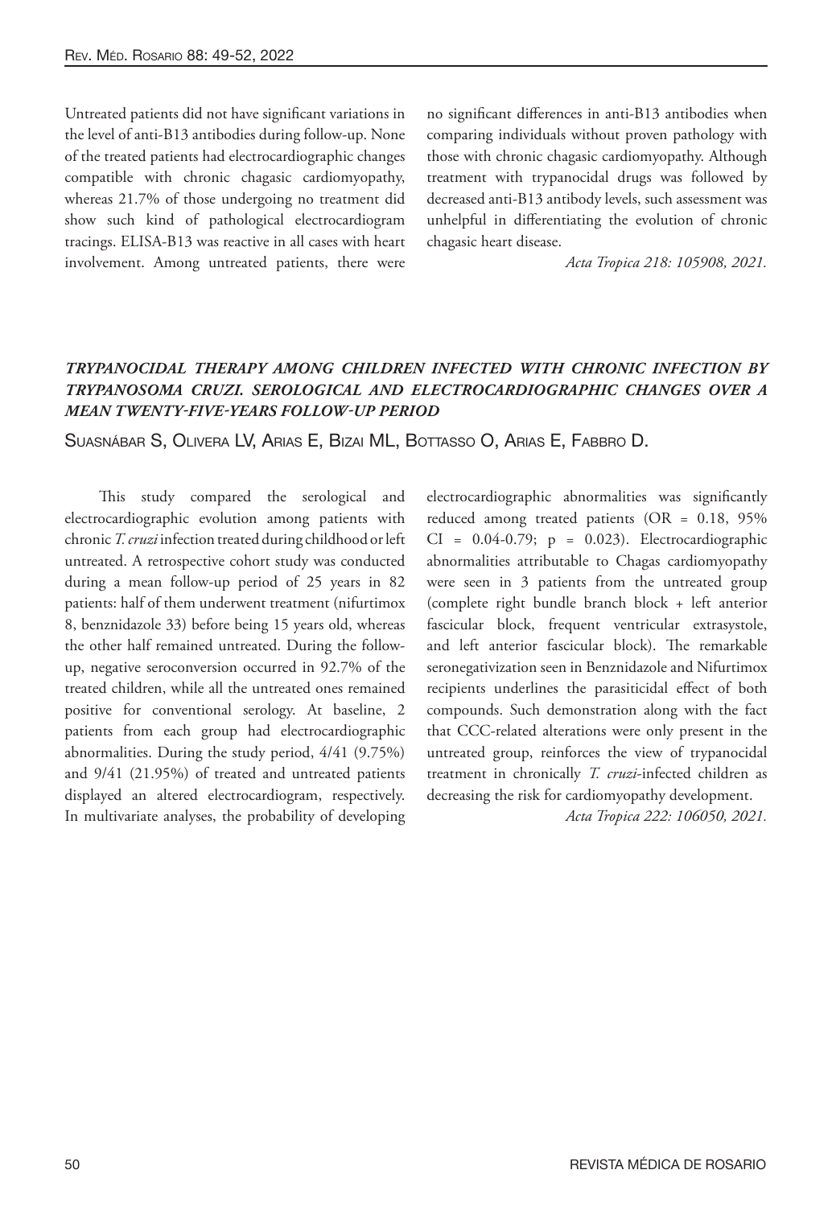Untreated patients did not have significant variations in the level of anti-B13 antibodies during follow-up. None of the treated patients had electrocardiographic changes compatible with chronic chagasic cardiomyopathy, whereas 21.7% of those undergoing no treatment did show such kind of pathological electrocardiogram tracings. ELISA-B13 was reactive in all cases with heart involvement. Among untreated patients, there were no significant differences in anti-B13 antibodies when comparing individuals without proven pathology with those with chronic chagasic cardiomyopathy. Although treatment with trypanocidal drugs was followed by decreased anti-B13 antibody levels, such assessment was unhelpful in differentiating the evolution of chronic chagasic heart disease.

*Acta Tropica 218: 105908, 2021.*

## *TRYPANOCIDAL THERAPY AMONG CHILDREN INFECTED WITH CHRONIC INFECTION BY TRYPANOSOMA CRUZI. SEROLOGICAL AND ELECTROCARDIOGRAPHIC CHANGES OVER A MEAN TWENTY-FIVE-YEARS FOLLOW-UP PERIOD*

Suasnábar S, Olivera LV, Arias E, Bizai ML, Bottasso O, Arias E, Fabbro D.

This study compared the serological and electrocardiographic evolution among patients with chronic *T. cruzi* infection treated during childhood or left untreated. A retrospective cohort study was conducted during a mean follow-up period of 25 years in 82 patients: half of them underwent treatment (nifurtimox 8, benznidazole 33) before being 15 years old, whereas the other half remained untreated. During the follow-up, negative seroconversion occurred in 92.7% of the treated children, while all the untreated ones remained positive for conventional serology. At baseline, 2 patients from each group had electrocardiographic abnormalities. During the study period, 4/41 (9.75%) and 9/41 (21.95%) of treated and untreated patients displayed an altered electrocardiogram, respectively. In multivariate analyses, the probability of developing electrocardiographic abnormalities was significantly reduced among treated patients (OR = 0.18, 95% CI = 0.04-0.79; p = 0.023). Electrocardiographic abnormalities attributable to Chagas cardiomyopathy were seen in 3 patients from the untreated group (complete right bundle branch block + left anterior fascicular block, frequent ventricular extrasystole, and left anterior fascicular block). The remarkable seronegativization seen in Benznidazole and Nifurtimox recipients underlines the parasiticidal effect of both compounds. Such demonstration along with the fact that CCC-related alterations were only present in the untreated group, reinforces the view of trypanocidal treatment in chronically *T. cruzi*-infected children as decreasing the risk for cardiomyopathy development.

*Acta Tropica 222: 106050, 2021.*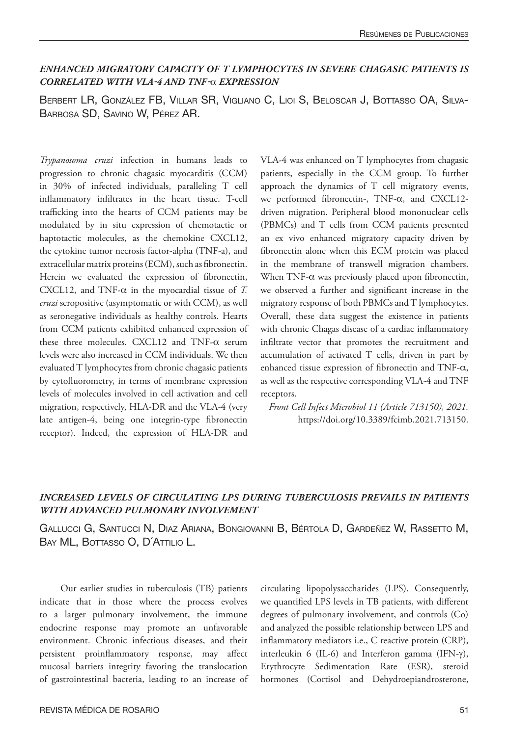### *ENHANCED MIGRATORY CAPACITY OF T LYMPHOCYTES IN SEVERE CHAGASIC PATIENTS IS CORRELATED WITH VLA-4 AND TNF-α EXPRESSION*

Berbert LR, González FB, Villar SR, Vigliano C, Lioi S, Beloscar J, Bottasso OA, Silva-Barbosa SD, Savino W, Pérez AR.

*Trypanosoma cruzi* infection in humans leads to progression to chronic chagasic myocarditis (CCM) in 30% of infected individuals, paralleling T cell inflammatory infiltrates in the heart tissue. T-cell trafficking into the hearts of CCM patients may be modulated by in situ expression of chemotactic or haptotactic molecules, as the chemokine CXCL12, the cytokine tumor necrosis factor-alpha (TNF-a), and extracellular matrix proteins (ECM), such as fibronectin. Herein we evaluated the expression of fibronectin, CXCL12, and TNF-α in the myocardial tissue of *T. cruzi* seropositive (asymptomatic or with CCM), as well as seronegative individuals as healthy controls. Hearts from CCM patients exhibited enhanced expression of these three molecules. CXCL12 and TNF-α serum levels were also increased in CCM individuals. We then evaluated T lymphocytes from chronic chagasic patients by cytofluorometry, in terms of membrane expression levels of molecules involved in cell activation and cell migration, respectively, HLA-DR and the VLA-4 (very late antigen-4, being one integrin-type fibronectin receptor). Indeed, the expression of HLA-DR and VLA-4 was enhanced on T lymphocytes from chagasic patients, especially in the CCM group. To further approach the dynamics of T cell migratory events, we performed fibronectin-, TNF-α, and CXCL12-driven migration. Peripheral blood mononuclear cells (PBMCs) and T cells from CCM patients presented an ex vivo enhanced migratory capacity driven by fibronectin alone when this ECM protein was placed in the membrane of transwell migration chambers. When TNF-α was previously placed upon fibronectin, we observed a further and significant increase in the migratory response of both PBMCs and T lymphocytes. Overall, these data suggest the existence in patients with chronic Chagas disease of a cardiac inflammatory infiltrate vector that promotes the recruitment and accumulation of activated T cells, driven in part by enhanced tissue expression of fibronectin and TNF-α, as well as the respective corresponding VLA-4 and TNF receptors.

*Front Cell Infect Microbiol 11 (Article 713150), 2021.* https://doi.org/10.3389/fcimb.2021.713150.

### *INCREASED LEVELS OF CIRCULATING LPS DURING TUBERCULOSIS PREVAILS IN PATIENTS WITH ADVANCED PULMONARY INVOLVEMENT*

Gallucci G, Santucci N, Diaz Ariana, Bongiovanni B, Bértola D, Gardeñez W, Rassetto M, Bay ML, Bottasso O, D´Attilio L.

Our earlier studies in tuberculosis (TB) patients indicate that in those where the process evolves to a larger pulmonary involvement, the immune endocrine response may promote an unfavorable environment. Chronic infectious diseases, and their persistent proinflammatory response, may affect mucosal barriers integrity favoring the translocation of gastrointestinal bacteria, leading to an increase of circulating lipopolysaccharides (LPS). Consequently, we quantified LPS levels in TB patients, with different degrees of pulmonary involvement, and controls (Co) and analyzed the possible relationship between LPS and inflammatory mediators i.e., C reactive protein (CRP), interleukin 6 (IL-6) and Interferon gamma (IFN-γ), Erythrocyte Sedimentation Rate (ESR), steroid hormones (Cortisol and Dehydroepiandrosterone,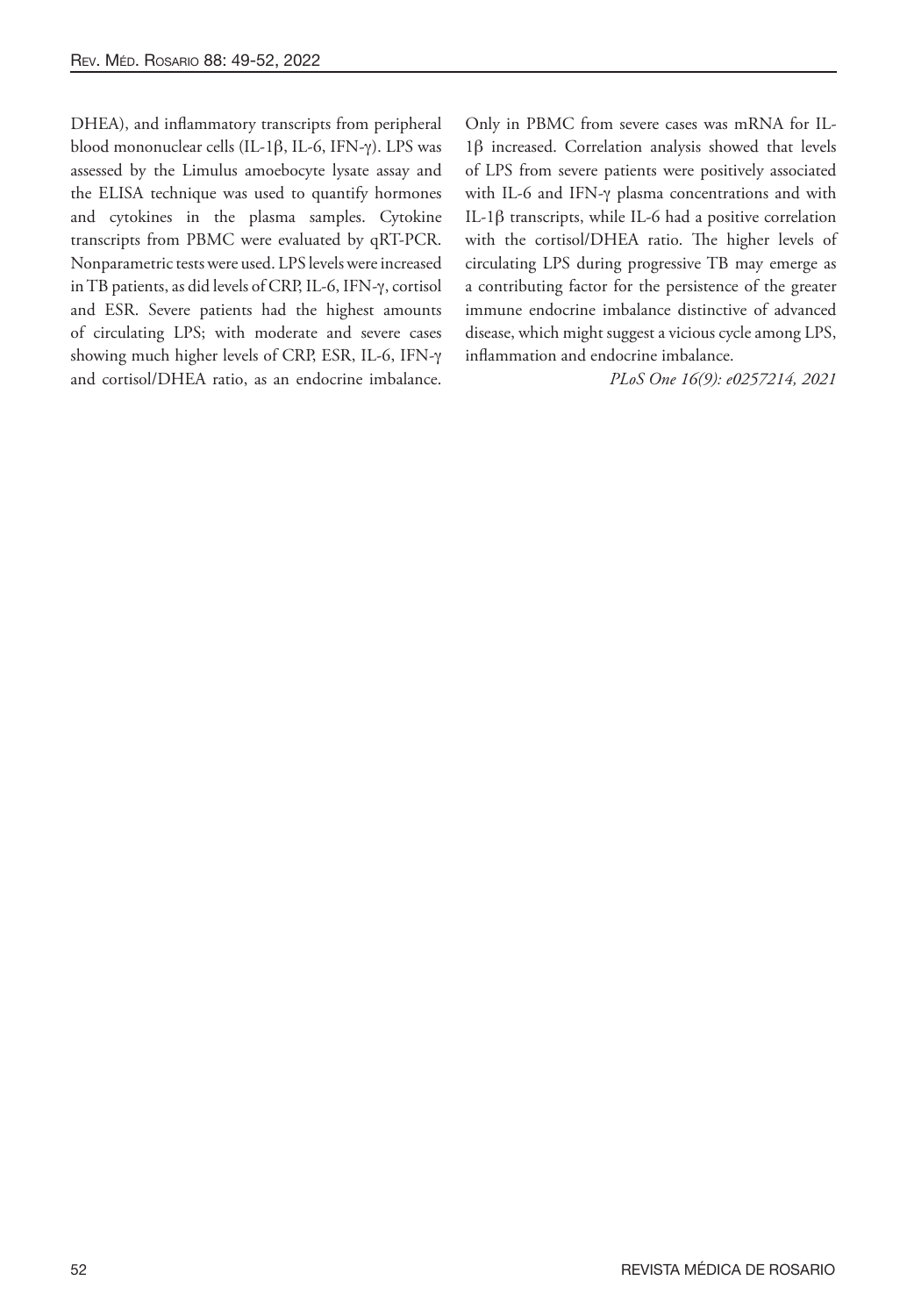DHEA), and inflammatory transcripts from peripheral blood mononuclear cells (IL-1β, IL-6, IFN-γ). LPS was assessed by the Limulus amoebocyte lysate assay and the ELISA technique was used to quantify hormones and cytokines in the plasma samples. Cytokine transcripts from PBMC were evaluated by qRT-PCR. Nonparametric tests were used. LPS levels were increased in TB patients, as did levels of CRP, IL-6, IFN-γ, cortisol and ESR. Severe patients had the highest amounts of circulating LPS; with moderate and severe cases showing much higher levels of CRP, ESR, IL-6, IFN-γ and cortisol/DHEA ratio, as an endocrine imbalance. Only in PBMC from severe cases was mRNA for IL-1β increased. Correlation analysis showed that levels of LPS from severe patients were positively associated with IL-6 and IFN-γ plasma concentrations and with IL-1β transcripts, while IL-6 had a positive correlation with the cortisol/DHEA ratio. The higher levels of circulating LPS during progressive TB may emerge as a contributing factor for the persistence of the greater immune endocrine imbalance distinctive of advanced disease, which might suggest a vicious cycle among LPS, inflammation and endocrine imbalance.

*PLoS One 16(9): e0257214, 2021*